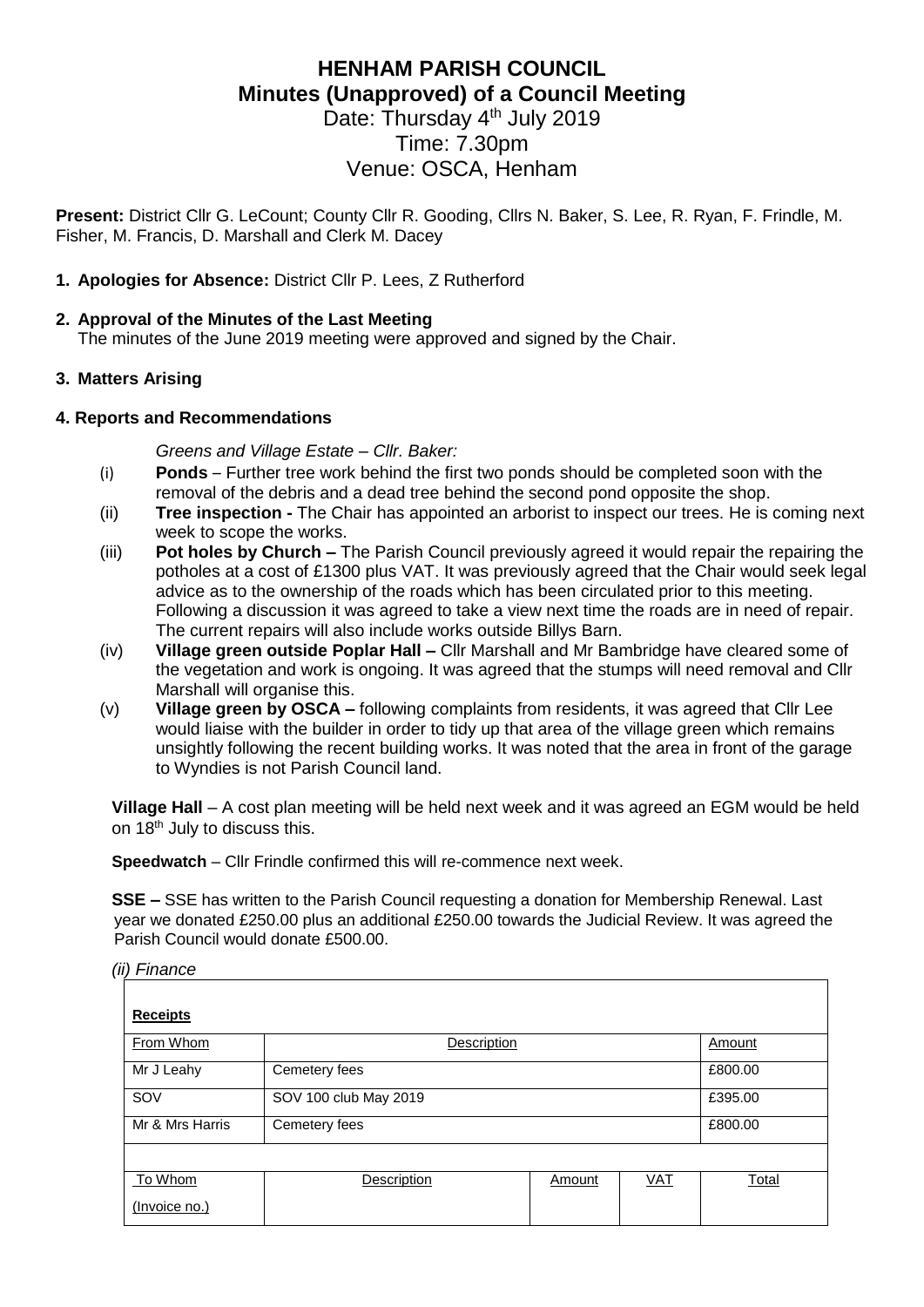# HENHAM PARISH COUNCIL
## Minutes (Unapproved) of a Council Meeting

Date: Thursday 4th July 2019
Time: 7.30pm
Venue: OSCA, Henham

**Present:** District Cllr G. LeCount; County Cllr R. Gooding, Cllrs N. Baker, S. Lee, R. Ryan, F. Frindle, M. Fisher, M. Francis, D. Marshall and Clerk M. Dacey

**1. Apologies for Absence:** District Cllr P. Lees, Z Rutherford

**2. Approval of the Minutes of the Last Meeting**
The minutes of the June 2019 meeting were approved and signed by the Chair.

**3. Matters Arising**

**4. Reports and Recommendations**

*Greens and Village Estate – Cllr. Baker:*

(i) **Ponds** – Further tree work behind the first two ponds should be completed soon with the removal of the debris and a dead tree behind the second pond opposite the shop.

(ii) **Tree inspection -** The Chair has appointed an arborist to inspect our trees. He is coming next week to scope the works.

(iii) **Pot holes by Church –** The Parish Council previously agreed it would repair the repairing the potholes at a cost of £1300 plus VAT. It was previously agreed that the Chair would seek legal advice as to the ownership of the roads which has been circulated prior to this meeting. Following a discussion it was agreed to take a view next time the roads are in need of repair. The current repairs will also include works outside Billys Barn.

(iv) **Village green outside Poplar Hall –** Cllr Marshall and Mr Bambridge have cleared some of the vegetation and work is ongoing. It was agreed that the stumps will need removal and Cllr Marshall will organise this.

(v) **Village green by OSCA –** following complaints from residents, it was agreed that Cllr Lee would liaise with the builder in order to tidy up that area of the village green which remains unsightly following the recent building works. It was noted that the area in front of the garage to Wyndies is not Parish Council land.

**Village Hall** – A cost plan meeting will be held next week and it was agreed an EGM would be held on 18th July to discuss this.

**Speedwatch** – Cllr Frindle confirmed this will re-commence next week.

**SSE –** SSE has written to the Parish Council requesting a donation for Membership Renewal. Last year we donated £250.00 plus an additional £250.00 towards the Judicial Review. It was agreed the Parish Council would donate £500.00.

*(ii) Finance*

| **Receipts** | | | | |
|---|---|---|---|---|
| From Whom | Description | | | Amount |
| Mr J Leahy | Cemetery fees | | | £800.00 |
| SOV | SOV 100 club May 2019 | | | £395.00 |
| Mr & Mrs Harris | Cemetery fees | | | £800.00 |
| | | | | |
| To Whom (Invoice no.) | Description | Amount | VAT | Total |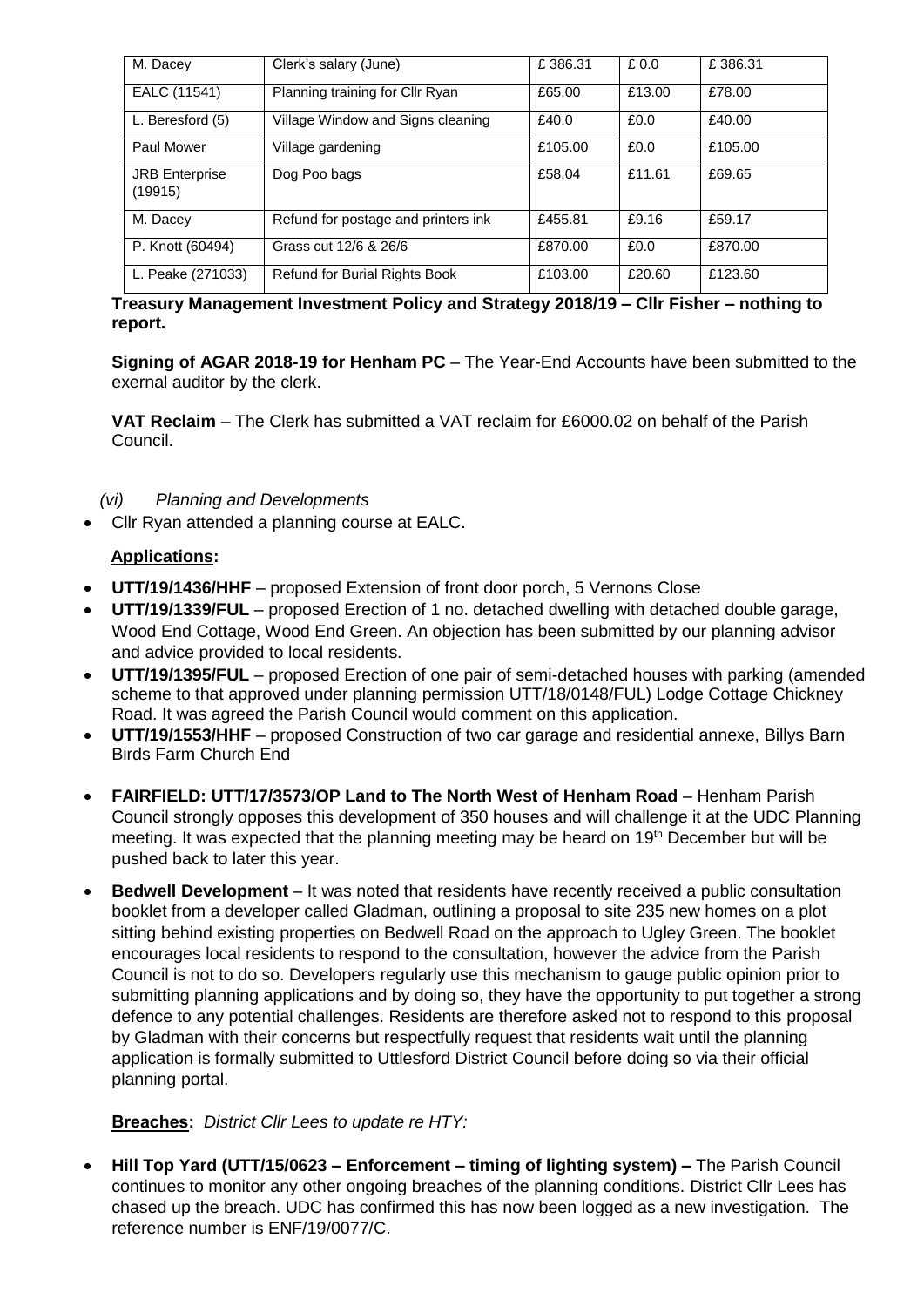| M. Dacey | Clerk's salary (June) | £ 386.31 | £ 0.0 | £ 386.31 |
|---|---|---|---|---|
| EALC (11541) | Planning training for Cllr Ryan | £65.00 | £13.00 | £78.00 |
| L. Beresford (5) | Village Window and Signs cleaning | £40.0 | £0.0 | £40.00 |
| Paul Mower | Village gardening | £105.00 | £0.0 | £105.00 |
| JRB Enterprise (19915) | Dog Poo bags | £58.04 | £11.61 | £69.65 |
| M. Dacey | Refund for postage and printers ink | £455.81 | £9.16 | £59.17 |
| P. Knott (60494) | Grass cut 12/6 & 26/6 | £870.00 | £0.0 | £870.00 |
| L. Peake (271033) | Refund for Burial Rights Book | £103.00 | £20.60 | £123.60 |

**Treasury Management Investment Policy and Strategy 2018/19 – Cllr Fisher – nothing to report.**

**Signing of AGAR 2018-19 for Henham PC** – The Year-End Accounts have been submitted to the exernal auditor by the clerk.

**VAT Reclaim** – The Clerk has submitted a VAT reclaim for £6000.02 on behalf of the Parish Council.

*(vi) Planning and Developments*

- Cllr Ryan attended a planning course at EALC.

**Applications:**

- **UTT/19/1436/HHF** – proposed Extension of front door porch, 5 Vernons Close
- **UTT/19/1339/FUL** – proposed Erection of 1 no. detached dwelling with detached double garage, Wood End Cottage, Wood End Green. An objection has been submitted by our planning advisor and advice provided to local residents.
- **UTT/19/1395/FUL** – proposed Erection of one pair of semi-detached houses with parking (amended scheme to that approved under planning permission UTT/18/0148/FUL) Lodge Cottage Chickney Road. It was agreed the Parish Council would comment on this application.
- **UTT/19/1553/HHF** – proposed Construction of two car garage and residential annexe, Billys Barn Birds Farm Church End
- **FAIRFIELD: UTT/17/3573/OP Land to The North West of Henham Road** – Henham Parish Council strongly opposes this development of 350 houses and will challenge it at the UDC Planning meeting. It was expected that the planning meeting may be heard on 19th December but will be pushed back to later this year.
- **Bedwell Development** – It was noted that residents have recently received a public consultation booklet from a developer called Gladman, outlining a proposal to site 235 new homes on a plot sitting behind existing properties on Bedwell Road on the approach to Ugley Green. The booklet encourages local residents to respond to the consultation, however the advice from the Parish Council is not to do so. Developers regularly use this mechanism to gauge public opinion prior to submitting planning applications and by doing so, they have the opportunity to put together a strong defence to any potential challenges. Residents are therefore asked not to respond to this proposal by Gladman with their concerns but respectfully request that residents wait until the planning application is formally submitted to Uttlesford District Council before doing so via their official planning portal.

**Breaches:** *District Cllr Lees to update re HTY:*

- **Hill Top Yard (UTT/15/0623 – Enforcement – timing of lighting system) –** The Parish Council continues to monitor any other ongoing breaches of the planning conditions. District Cllr Lees has chased up the breach. UDC has confirmed this has now been logged as a new investigation. The reference number is ENF/19/0077/C.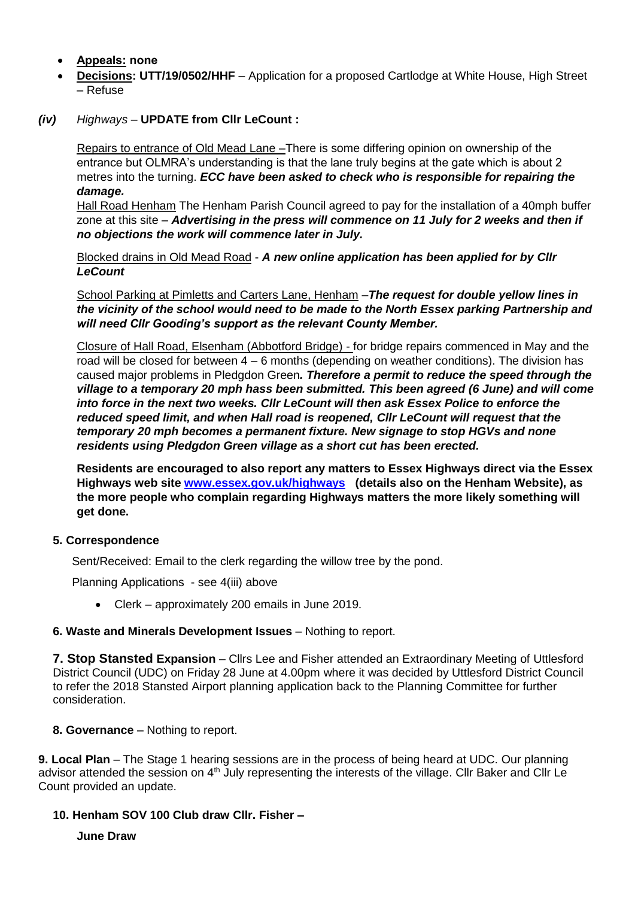- **Appeals: none**
- **Decisions: UTT/19/0502/HHF** – Application for a proposed Cartlodge at White House, High Street – Refuse

***(iv)*** *Highways* – **UPDATE from Cllr LeCount :**

Repairs to entrance of Old Mead Lane –There is some differing opinion on ownership of the entrance but OLMRA's understanding is that the lane truly begins at the gate which is about 2 metres into the turning. ***ECC have been asked to check who is responsible for repairing the damage.***

Hall Road Henham The Henham Parish Council agreed to pay for the installation of a 40mph buffer zone at this site – ***Advertising in the press will commence on 11 July for 2 weeks and then if no objections the work will commence later in July.***

Blocked drains in Old Mead Road - ***A new online application has been applied for by Cllr LeCount***

School Parking at Pimletts and Carters Lane, Henham –***The request for double yellow lines in the vicinity of the school would need to be made to the North Essex parking Partnership and will need Cllr Gooding's support as the relevant County Member.***

Closure of Hall Road, Elsenham (Abbotford Bridge) - for bridge repairs commenced in May and the road will be closed for between 4 – 6 months (depending on weather conditions). The division has caused major problems in Pledgdon Green***. Therefore a permit to reduce the speed through the village to a temporary 20 mph hass been submitted. This been agreed (6 June) and will come into force in the next two weeks. Cllr LeCount will then ask Essex Police to enforce the reduced speed limit, and when Hall road is reopened, Cllr LeCount will request that the temporary 20 mph becomes a permanent fixture. New signage to stop HGVs and none residents using Pledgdon Green village as a short cut has been erected.***

**Residents are encouraged to also report any matters to Essex Highways direct via the Essex Highways web site [www.essex.gov.uk/highways](http://www.essex.gov.uk/highways) (details also on the Henham Website), as the more people who complain regarding Highways matters the more likely something will get done.**

**5. Correspondence**

Sent/Received: Email to the clerk regarding the willow tree by the pond.

Planning Applications - see 4(iii) above

- Clerk – approximately 200 emails in June 2019.

**6. Waste and Minerals Development Issues** – Nothing to report.

**7. Stop Stansted Expansion** – Cllrs Lee and Fisher attended an Extraordinary Meeting of Uttlesford District Council (UDC) on Friday 28 June at 4.00pm where it was decided by Uttlesford District Council to refer the 2018 Stansted Airport planning application back to the Planning Committee for further consideration.

**8. Governance** – Nothing to report.

**9. Local Plan** – The Stage 1 hearing sessions are in the process of being heard at UDC. Our planning advisor attended the session on 4th July representing the interests of the village. Cllr Baker and Cllr Le Count provided an update.

**10. Henham SOV 100 Club draw Cllr. Fisher –**

**June Draw**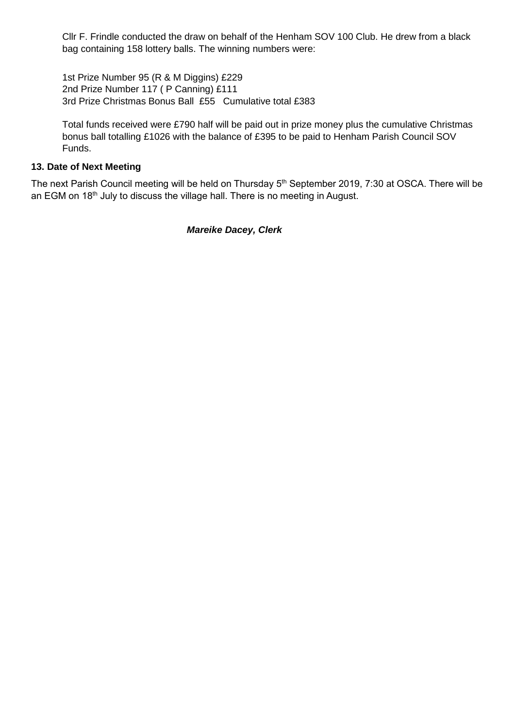Cllr F. Frindle conducted the draw on behalf of the Henham SOV 100 Club. He drew from a black bag containing 158 lottery balls. The winning numbers were:

1st Prize Number 95 (R & M Diggins) £229
2nd Prize Number 117 ( P Canning) £111
3rd Prize Christmas Bonus Ball £55 Cumulative total £383

Total funds received were £790 half will be paid out in prize money plus the cumulative Christmas bonus ball totalling £1026 with the balance of £395 to be paid to Henham Parish Council SOV Funds.

**13. Date of Next Meeting**

The next Parish Council meeting will be held on Thursday 5th September 2019, 7:30 at OSCA. There will be an EGM on 18th July to discuss the village hall. There is no meeting in August.

***Mareike Dacey, Clerk***